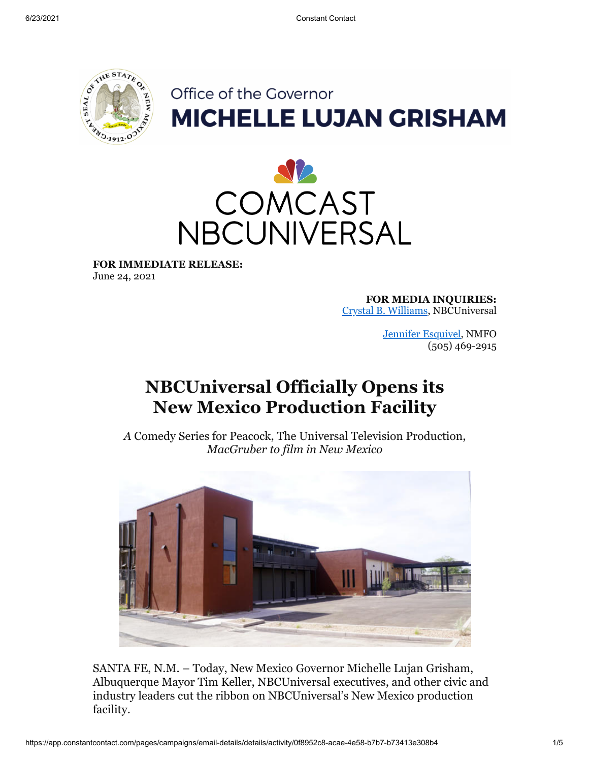Office of the Governor
**MICHELLE LUJAN GRISHAM**

COMCAST NBCUNIVERSAL

**FOR IMMEDIATE RELEASE:**
June 24, 2021

**FOR MEDIA INQUIRIES:**
Crystal B. Williams, NBCUniversal

Jennifer Esquivel, NMFO
(505) 469-2915

# NBCUniversal Officially Opens its New Mexico Production Facility

*A* Comedy Series for Peacock, The Universal Television Production, *MacGruber to film in New Mexico*

SANTA FE, N.M. – Today, New Mexico Governor Michelle Lujan Grisham, Albuquerque Mayor Tim Keller, NBCUniversal executives, and other civic and industry leaders cut the ribbon on NBCUniversal's New Mexico production facility.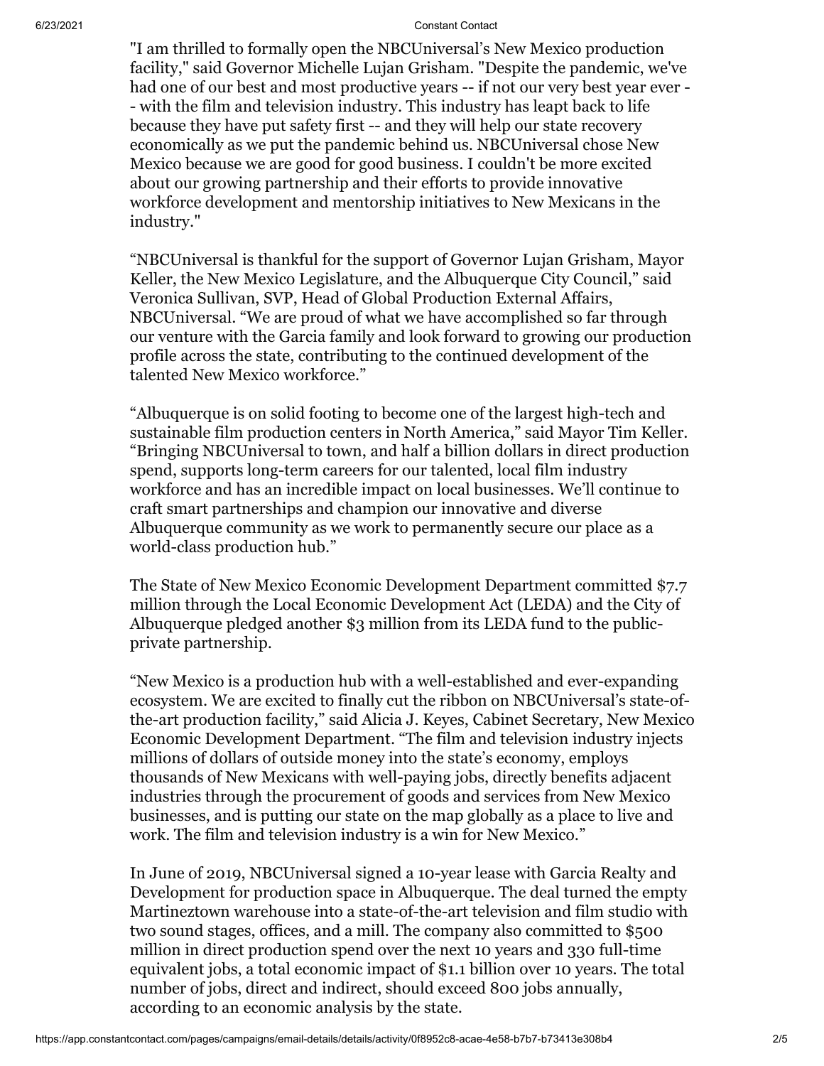"I am thrilled to formally open the NBCUniversal's New Mexico production facility," said Governor Michelle Lujan Grisham. "Despite the pandemic, we've had one of our best and most productive years -- if not our very best year ever -- with the film and television industry. This industry has leapt back to life because they have put safety first -- and they will help our state recovery economically as we put the pandemic behind us. NBCUniversal chose New Mexico because we are good for good business. I couldn't be more excited about our growing partnership and their efforts to provide innovative workforce development and mentorship initiatives to New Mexicans in the industry."

“NBCUniversal is thankful for the support of Governor Lujan Grisham, Mayor Keller, the New Mexico Legislature, and the Albuquerque City Council,” said Veronica Sullivan, SVP, Head of Global Production External Affairs, NBCUniversal. “We are proud of what we have accomplished so far through our venture with the Garcia family and look forward to growing our production profile across the state, contributing to the continued development of the talented New Mexico workforce.”

“Albuquerque is on solid footing to become one of the largest high-tech and sustainable film production centers in North America,” said Mayor Tim Keller. “Bringing NBCUniversal to town, and half a billion dollars in direct production spend, supports long-term careers for our talented, local film industry workforce and has an incredible impact on local businesses. We’ll continue to craft smart partnerships and champion our innovative and diverse Albuquerque community as we work to permanently secure our place as a world-class production hub.”

The State of New Mexico Economic Development Department committed $7.7 million through the Local Economic Development Act (LEDA) and the City of Albuquerque pledged another $3 million from its LEDA fund to the public-private partnership.

“New Mexico is a production hub with a well-established and ever-expanding ecosystem. We are excited to finally cut the ribbon on NBCUniversal’s state-of-the-art production facility,” said Alicia J. Keyes, Cabinet Secretary, New Mexico Economic Development Department. “The film and television industry injects millions of dollars of outside money into the state’s economy, employs thousands of New Mexicans with well-paying jobs, directly benefits adjacent industries through the procurement of goods and services from New Mexico businesses, and is putting our state on the map globally as a place to live and work. The film and television industry is a win for New Mexico.”

In June of 2019, NBCUniversal signed a 10-year lease with Garcia Realty and Development for production space in Albuquerque. The deal turned the empty Martineztown warehouse into a state-of-the-art television and film studio with two sound stages, offices, and a mill. The company also committed to $500 million in direct production spend over the next 10 years and 330 full-time equivalent jobs, a total economic impact of $1.1 billion over 10 years. The total number of jobs, direct and indirect, should exceed 800 jobs annually, according to an economic analysis by the state.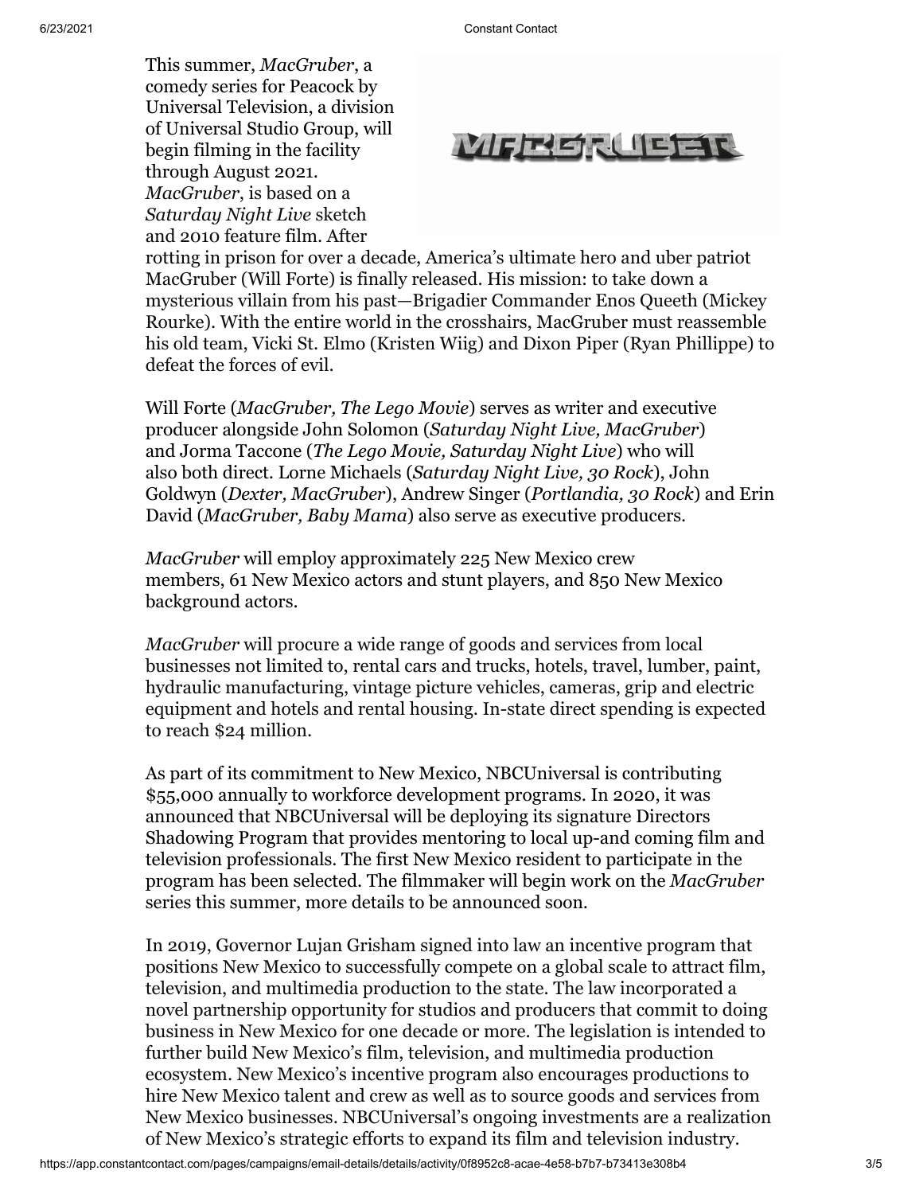This summer, *MacGruber*, a comedy series for Peacock by Universal Television, a division of Universal Studio Group, will begin filming in the facility through August 2021. *MacGruber*, is based on a *Saturday Night Live* sketch and 2010 feature film. After rotting in prison for over a decade, America's ultimate hero and uber patriot MacGruber (Will Forte) is finally released. His mission: to take down a mysterious villain from his past—Brigadier Commander Enos Queeth (Mickey Rourke). With the entire world in the crosshairs, MacGruber must reassemble his old team, Vicki St. Elmo (Kristen Wiig) and Dixon Piper (Ryan Phillippe) to defeat the forces of evil.

Will Forte (*MacGruber, The Lego Movie*) serves as writer and executive producer alongside John Solomon (*Saturday Night Live, MacGruber*) and Jorma Taccone (*The Lego Movie, Saturday Night Live*) who will also both direct. Lorne Michaels (*Saturday Night Live, 30 Rock*), John Goldwyn (*Dexter, MacGruber*), Andrew Singer (*Portlandia, 30 Rock*) and Erin David (*MacGruber, Baby Mama*) also serve as executive producers.

*MacGruber* will employ approximately 225 New Mexico crew members, 61 New Mexico actors and stunt players, and 850 New Mexico background actors.

*MacGruber* will procure a wide range of goods and services from local businesses not limited to, rental cars and trucks, hotels, travel, lumber, paint, hydraulic manufacturing, vintage picture vehicles, cameras, grip and electric equipment and hotels and rental housing. In-state direct spending is expected to reach $24 million.

As part of its commitment to New Mexico, NBCUniversal is contributing $55,000 annually to workforce development programs. In 2020, it was announced that NBCUniversal will be deploying its signature Directors Shadowing Program that provides mentoring to local up-and coming film and television professionals. The first New Mexico resident to participate in the program has been selected. The filmmaker will begin work on the *MacGruber* series this summer, more details to be announced soon.

In 2019, Governor Lujan Grisham signed into law an incentive program that positions New Mexico to successfully compete on a global scale to attract film, television, and multimedia production to the state. The law incorporated a novel partnership opportunity for studios and producers that commit to doing business in New Mexico for one decade or more. The legislation is intended to further build New Mexico's film, television, and multimedia production ecosystem. New Mexico's incentive program also encourages productions to hire New Mexico talent and crew as well as to source goods and services from New Mexico businesses. NBCUniversal's ongoing investments are a realization of New Mexico's strategic efforts to expand its film and television industry.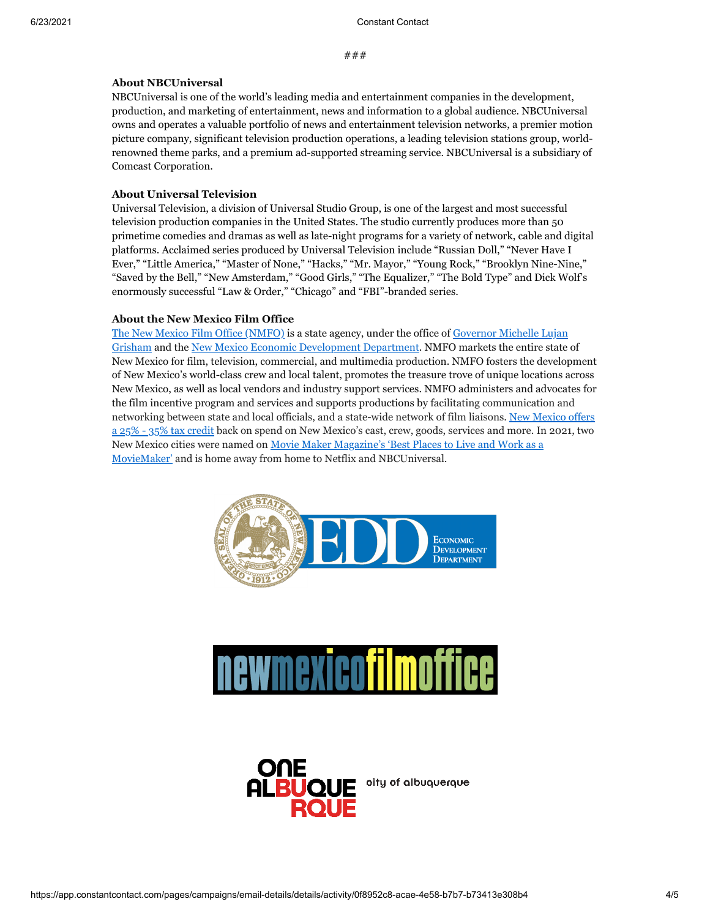###

**About NBCUniversal**
NBCUniversal is one of the world's leading media and entertainment companies in the development, production, and marketing of entertainment, news and information to a global audience. NBCUniversal owns and operates a valuable portfolio of news and entertainment television networks, a premier motion picture company, significant television production operations, a leading television stations group, world-renowned theme parks, and a premium ad-supported streaming service. NBCUniversal is a subsidiary of Comcast Corporation.

**About Universal Television**
Universal Television, a division of Universal Studio Group, is one of the largest and most successful television production companies in the United States. The studio currently produces more than 50 primetime comedies and dramas as well as late-night programs for a variety of network, cable and digital platforms. Acclaimed series produced by Universal Television include "Russian Doll," "Never Have I Ever," "Little America," "Master of None," "Hacks," "Mr. Mayor," "Young Rock," "Brooklyn Nine-Nine," "Saved by the Bell," "New Amsterdam," "Good Girls," "The Equalizer," "The Bold Type" and Dick Wolf's enormously successful "Law & Order," "Chicago" and "FBI"-branded series.

**About the New Mexico Film Office**
The New Mexico Film Office (NMFO) is a state agency, under the office of Governor Michelle Lujan Grisham and the New Mexico Economic Development Department. NMFO markets the entire state of New Mexico for film, television, commercial, and multimedia production. NMFO fosters the development of New Mexico's world-class crew and local talent, promotes the treasure trove of unique locations across New Mexico, as well as local vendors and industry support services. NMFO administers and advocates for the film incentive program and services and supports productions by facilitating communication and networking between state and local officials, and a state-wide network of film liaisons. New Mexico offers a 25% - 35% tax credit back on spend on New Mexico's cast, crew, goods, services and more. In 2021, two New Mexico cities were named on Movie Maker Magazine's 'Best Places to Live and Work as a MovieMaker' and is home away from home to Netflix and NBCUniversal.

EDD Economic Development Department

newmexicofilmoffice

ONE ALBUQUERQUE city of albuquerque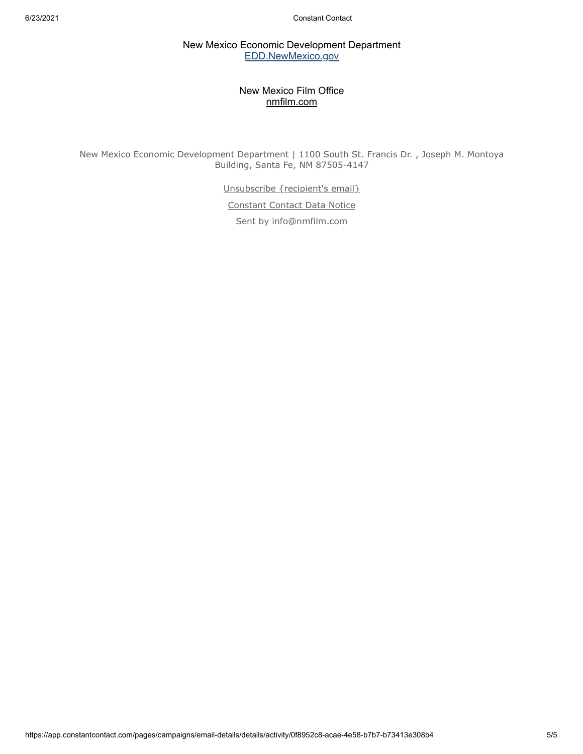New Mexico Economic Development Department
[EDD.NewMexico.gov](EDD.NewMexico.gov)

New Mexico Film Office
[nmfilm.com](nmfilm.com)

New Mexico Economic Development Department | 1100 South St. Francis Dr. , Joseph M. Montoya Building, Santa Fe, NM 87505-4147

Unsubscribe {recipient's email}

Constant Contact Data Notice

Sent by info@nmfilm.com